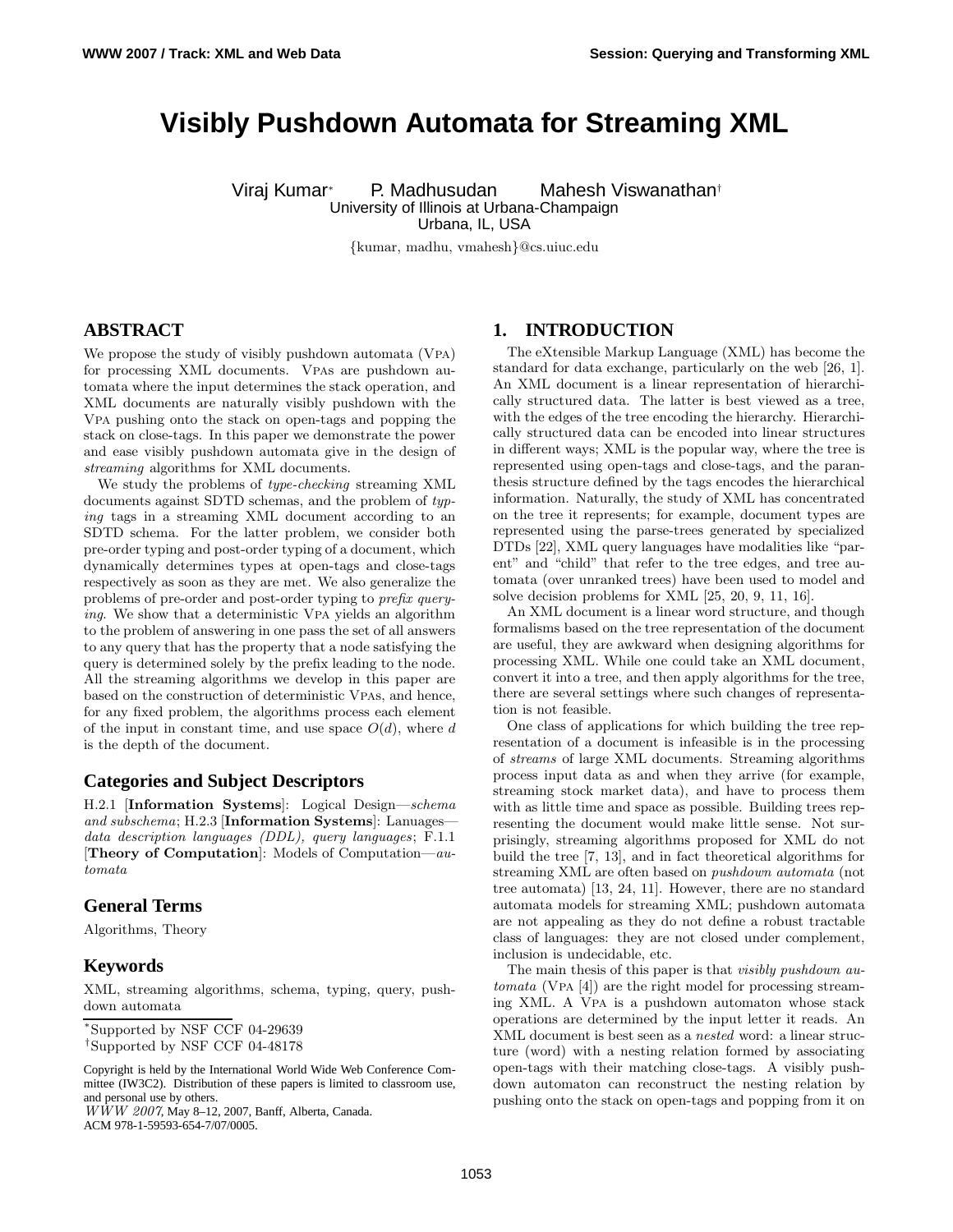# Visibly Pushdown Automata for Streaming XML

Viraj Kumar* P. Madhusudan Mahesh Viswanathan†
University of Illinois at Urbana-Champaign
Urbana, IL, USA
{kumar, madhu, vmahesh}@cs.uiuc.edu

## ABSTRACT

We propose the study of visibly pushdown automata (Vpa) for processing XML documents. Vpas are pushdown automata where the input determines the stack operation, and XML documents are naturally visibly pushdown with the Vpa pushing onto the stack on open-tags and popping the stack on close-tags. In this paper we demonstrate the power and ease visibly pushdown automata give in the design of *streaming* algorithms for XML documents.

We study the problems of *type-checking* streaming XML documents against SDTD schemas, and the problem of *typing* tags in a streaming XML document according to an SDTD schema. For the latter problem, we consider both pre-order typing and post-order typing of a document, which dynamically determines types at open-tags and close-tags respectively as soon as they are met. We also generalize the problems of pre-order and post-order typing to *prefix querying*. We show that a deterministic Vpa yields an algorithm to the problem of answering in one pass the set of all answers to any query that has the property that a node satisfying the query is determined solely by the prefix leading to the node. All the streaming algorithms we develop in this paper are based on the construction of deterministic Vpas, and hence, for any fixed problem, the algorithms process each element of the input in constant time, and use space $O(d)$, where $d$ is the depth of the document.

## Categories and Subject Descriptors

H.2.1 [**Information Systems**]: Logical Design—*schema and subschema*; H.2.3 [**Information Systems**]: Lanuages—*data description languages (DDL), query languages*; F.1.1 [**Theory of Computation**]: Models of Computation—*automata*

## General Terms

Algorithms, Theory

## Keywords

XML, streaming algorithms, schema, typing, query, pushdown automata

*Supported by NSF CCF 04-29639
†Supported by NSF CCF 04-48178

Copyright is held by the International World Wide Web Conference Committee (IW3C2). Distribution of these papers is limited to classroom use, and personal use by others.
*WWW 2007*, May 8–12, 2007, Banff, Alberta, Canada.
ACM 978-1-59593-654-7/07/0005.

## 1. INTRODUCTION

The eXtensible Markup Language (XML) has become the standard for data exchange, particularly on the web [26, 1]. An XML document is a linear representation of hierarchically structured data. The latter is best viewed as a tree, with the edges of the tree encoding the hierarchy. Hierarchically structured data can be encoded into linear structures in different ways; XML is the popular way, where the tree is represented using open-tags and close-tags, and the paranthesis structure defined by the tags encodes the hierarchical information. Naturally, the study of XML has concentrated on the tree it represents; for example, document types are represented using the parse-trees generated by specialized DTDs [22], XML query languages have modalities like "parent" and "child" that refer to the tree edges, and tree automata (over unranked trees) have been used to model and solve decision problems for XML [25, 20, 9, 11, 16].

An XML document is a linear word structure, and though formalisms based on the tree representation of the document are useful, they are awkward when designing algorithms for processing XML. While one could take an XML document, convert it into a tree, and then apply algorithms for the tree, there are several settings where such changes of representation is not feasible.

One class of applications for which building the tree representation of a document is infeasible is in the processing of *streams* of large XML documents. Streaming algorithms process input data as and when they arrive (for example, streaming stock market data), and have to process them with as little time and space as possible. Building trees representing the document would make little sense. Not surprisingly, streaming algorithms proposed for XML do not build the tree [7, 13], and in fact theoretical algorithms for streaming XML are often based on *pushdown automata* (not tree automata) [13, 24, 11]. However, there are no standard automata models for streaming XML; pushdown automata are not appealing as they do not define a robust tractable class of languages: they are not closed under complement, inclusion is undecidable, etc.

The main thesis of this paper is that *visibly pushdown automata* (Vpa [4]) are the right model for processing streaming XML. A Vpa is a pushdown automaton whose stack operations are determined by the input letter it reads. An XML document is best seen as a *nested* word: a linear structure (word) with a nesting relation formed by associating open-tags with their matching close-tags. A visibly pushdown automaton can reconstruct the nesting relation by pushing onto the stack on open-tags and popping from it on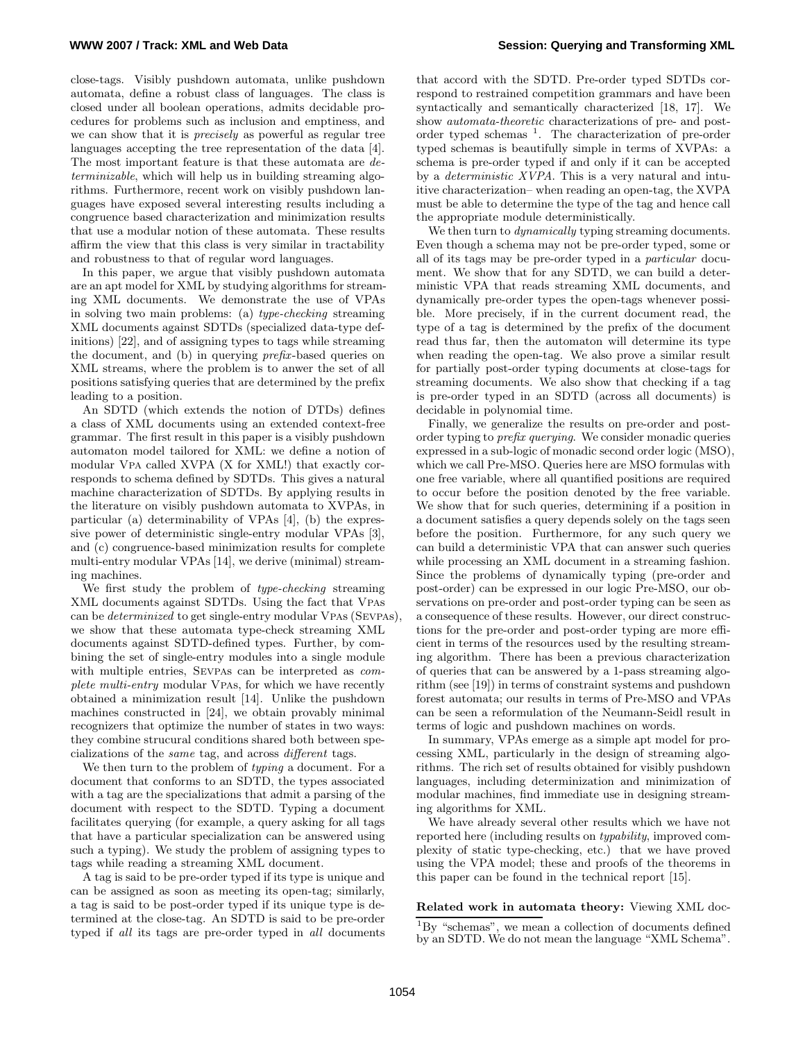close-tags. Visibly pushdown automata, unlike pushdown automata, define a robust class of languages. The class is closed under all boolean operations, admits decidable procedures for problems such as inclusion and emptiness, and we can show that it is *precisely* as powerful as regular tree languages accepting the tree representation of the data [4]. The most important feature is that these automata are *determinizable*, which will help us in building streaming algorithms. Furthermore, recent work on visibly pushdown languages have exposed several interesting results including a congruence based characterization and minimization results that use a modular notion of these automata. These results affirm the view that this class is very similar in tractability and robustness to that of regular word languages.

In this paper, we argue that visibly pushdown automata are an apt model for XML by studying algorithms for streaming XML documents. We demonstrate the use of VPAs in solving two main problems: (a) *type-checking* streaming XML documents against SDTDs (specialized data-type definitions) [22], and of assigning types to tags while streaming the document, and (b) in querying *prefix*-based queries on XML streams, where the problem is to anwer the set of all positions satisfying queries that are determined by the prefix leading to a position.

An SDTD (which extends the notion of DTDs) defines a class of XML documents using an extended context-free grammar. The first result in this paper is a visibly pushdown automaton model tailored for XML: we define a notion of modular Vpa called XVPA (X for XML!) that exactly corresponds to schema defined by SDTDs. This gives a natural machine characterization of SDTDs. By applying results in the literature on visibly pushdown automata to XVPAs, in particular (a) determinability of VPAs [4], (b) the expressive power of deterministic single-entry modular VPAs [3], and (c) congruence-based minimization results for complete multi-entry modular VPAs [14], we derive (minimal) streaming machines.

We first study the problem of *type-checking* streaming XML documents against SDTDs. Using the fact that Vpas can be *determinized* to get single-entry modular Vpas (Sevpas), we show that these automata type-check streaming XML documents against SDTD-defined types. Further, by combining the set of single-entry modules into a single module with multiple entries, Sevpas can be interpreted as *complete multi-entry* modular Vpas, for which we have recently obtained a minimization result [14]. Unlike the pushdown machines constructed in [24], we obtain provably minimal recognizers that optimize the number of states in two ways: they combine strucural conditions shared both between specializations of the *same* tag, and across *different* tags.

We then turn to the problem of *typing* a document. For a document that conforms to an SDTD, the types associated with a tag are the specializations that admit a parsing of the document with respect to the SDTD. Typing a document facilitates querying (for example, a query asking for all tags that have a particular specialization can be answered using such a typing). We study the problem of assigning types to tags while reading a streaming XML document.

A tag is said to be pre-order typed if its type is unique and can be assigned as soon as meeting its open-tag; similarly, a tag is said to be post-order typed if its unique type is determined at the close-tag. An SDTD is said to be pre-order typed if *all* its tags are pre-order typed in *all* documents that accord with the SDTD. Pre-order typed SDTDs correspond to restrained competition grammars and have been syntactically and semantically characterized [18, 17]. We show *automata-theoretic* characterizations of pre- and post-order typed schemas [1]. The characterization of pre-order typed schemas is beautifully simple in terms of XVPAs: a schema is pre-order typed if and only if it can be accepted by a *deterministic XVPA*. This is a very natural and intuitive characterization– when reading an open-tag, the XVPA must be able to determine the type of the tag and hence call the appropriate module deterministically.

We then turn to *dynamically* typing streaming documents. Even though a schema may not be pre-order typed, some or all of its tags may be pre-order typed in a *particular* document. We show that for any SDTD, we can build a deterministic VPA that reads streaming XML documents, and dynamically pre-order types the open-tags whenever possible. More precisely, if in the current document read, the type of a tag is determined by the prefix of the document read thus far, then the automaton will determine its type when reading the open-tag. We also prove a similar result for partially post-order typing documents at close-tags for streaming documents. We also show that checking if a tag is pre-order typed in an SDTD (across all documents) is decidable in polynomial time.

Finally, we generalize the results on pre-order and post-order typing to *prefix querying*. We consider monadic queries expressed in a sub-logic of monadic second order logic (MSO), which we call Pre-MSO. Queries here are MSO formulas with one free variable, where all quantified positions are required to occur before the position denoted by the free variable. We show that for such queries, determining if a position in a document satisfies a query depends solely on the tags seen before the position. Furthermore, for any such query we can build a deterministic VPA that can answer such queries while processing an XML document in a streaming fashion. Since the problems of dynamically typing (pre-order and post-order) can be expressed in our logic Pre-MSO, our observations on pre-order and post-order typing can be seen as a consequence of these results. However, our direct constructions for the pre-order and post-order typing are more efficient in terms of the resources used by the resulting streaming algorithm. There has been a previous characterization of queries that can be answered by a 1-pass streaming algorithm (see [19]) in terms of constraint systems and pushdown forest automata; our results in terms of Pre-MSO and VPAs can be seen a reformulation of the Neumann-Seidl result in terms of logic and pushdown machines on words.

In summary, VPAs emerge as a simple apt model for processing XML, particularly in the design of streaming algorithms. The rich set of results obtained for visibly pushdown languages, including determinization and minimization of modular machines, find immediate use in designing streaming algorithms for XML.

We have already several other results which we have not reported here (including results on *typability*, improved complexity of static type-checking, etc.) that we have proved using the VPA model; these and proofs of the theorems in this paper can be found in the technical report [15].

**Related work in automata theory:** Viewing XML doc-

[1] By "schemas", we mean a collection of documents defined by an SDTD. We do not mean the language "XML Schema".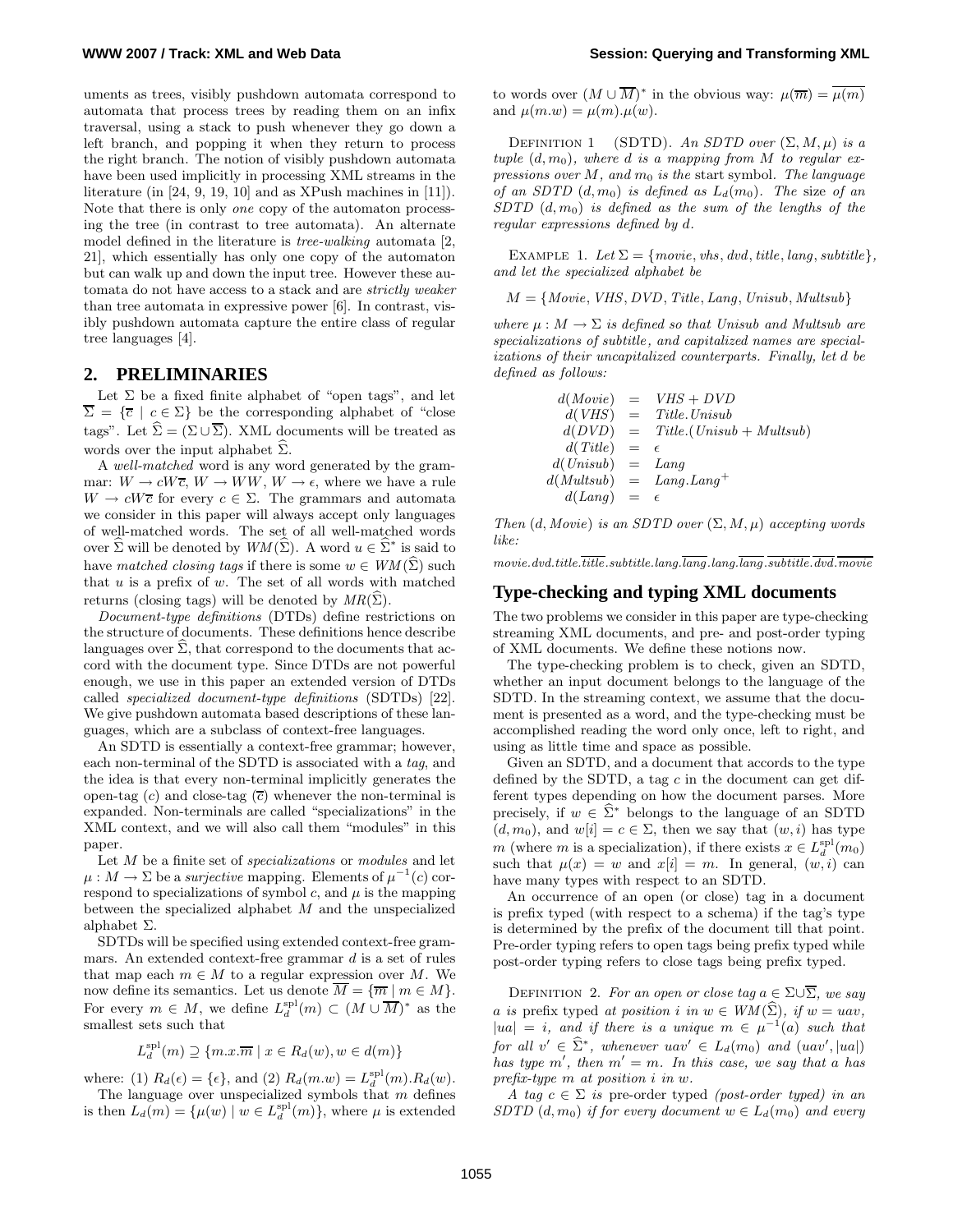uments as trees, visibly pushdown automata correspond to automata that process trees by reading them on an infix traversal, using a stack to push whenever they go down a left branch, and popping it when they return to process the right branch. The notion of visibly pushdown automata have been used implicitly in processing XML streams in the literature (in [24, 9, 19, 10] and as XPush machines in [11]). Note that there is only *one* copy of the automaton processing the tree (in contrast to tree automata). An alternate model defined in the literature is *tree-walking* automata [2, 21], which essentially has only one copy of the automaton but can walk up and down the input tree. However these automata do not have access to a stack and are *strictly weaker* than tree automata in expressive power [6]. In contrast, visibly pushdown automata capture the entire class of regular tree languages [4].

## 2. PRELIMINARIES

Let $\Sigma$ be a fixed finite alphabet of "open tags", and let $\overline{\Sigma} = \{\overline{c} \mid c \in \Sigma\}$ be the corresponding alphabet of "close tags". Let $\widehat{\Sigma} = (\Sigma \cup \overline{\Sigma})$. XML documents will be treated as words over the input alphabet $\widehat{\Sigma}$.

A *well-matched* word is any word generated by the grammar: $W \rightarrow cW\overline{c}$, $W \rightarrow WW$, $W \rightarrow \epsilon$, where we have a rule $W \rightarrow cW\overline{c}$ for every $c \in \Sigma$. The grammars and automata we consider in this paper will always accept only languages of well-matched words. The set of all well-matched words over $\widehat{\Sigma}$ will be denoted by $WM(\widehat{\Sigma})$. A word $u \in \widehat{\Sigma}^*$ is said to have *matched closing tags* if there is some $w \in WM(\widehat{\Sigma})$ such that $u$ is a prefix of $w$. The set of all words with matched returns (closing tags) will be denoted by $MR(\widehat{\Sigma})$.

*Document-type definitions* (DTDs) define restrictions on the structure of documents. These definitions hence describe languages over $\widehat{\Sigma}$, that correspond to the documents that accord with the document type. Since DTDs are not powerful enough, we use in this paper an extended version of DTDs called *specialized document-type definitions* (SDTDs) [22]. We give pushdown automata based descriptions of these languages, which are a subclass of context-free languages.

An SDTD is essentially a context-free grammar; however, each non-terminal of the SDTD is associated with a *tag*, and the idea is that every non-terminal implicitly generates the open-tag ($c$) and close-tag ($\overline{c}$) whenever the non-terminal is expanded. Non-terminals are called "specializations" in the XML context, and we will also call them "modules" in this paper.

Let $M$ be a finite set of *specializations* or *modules* and let $\mu : M \rightarrow \Sigma$ be a *surjective* mapping. Elements of $\mu^{-1}(c)$ correspond to specializations of symbol $c$, and $\mu$ is the mapping between the specialized alphabet $M$ and the unspecialized alphabet $\Sigma$.

SDTDs will be specified using extended context-free grammars. An extended context-free grammar $d$ is a set of rules that map each $m \in M$ to a regular expression over $M$. We now define its semantics. Let us denote $\overline{M} = \{\overline{m} \mid m \in M\}$. For every $m \in M$, we define $L_d^{\mathrm{spl}}(m) \subset (M \cup \overline{M})^*$ as the smallest sets such that

$$L_d^{\mathrm{spl}}(m) \supseteq \{m.x.\overline{m} \mid x \in R_d(w), w \in d(m)\}$$

where: (1) $R_d(\epsilon) = \{\epsilon\}$, and (2) $R_d(m.w) = L_d^{\mathrm{spl}}(m).R_d(w)$.

The language over unspecialized symbols that $m$ defines is then $L_d(m) = \{\mu(w) \mid w \in L_d^{\mathrm{spl}}(m)\}$, where $\mu$ is extended to words over $(M \cup \overline{M})^*$ in the obvious way: $\mu(\overline{m}) = \overline{\mu(m)}$ and $\mu(m.w) = \mu(m).\mu(w)$.

Definition 1 (SDTD). *An SDTD over $(\Sigma, M, \mu)$ is a tuple $(d, m_0)$, where $d$ is a mapping from $M$ to regular expressions over $M$, and $m_0$ is the* start symbol. *The language of an SDTD $(d, m_0)$ is defined as $L_d(m_0)$. The* size *of an SDTD $(d, m_0)$ is defined as the sum of the lengths of the regular expressions defined by $d$.*

Example 1. *Let $\Sigma = \{movie, vhs, dvd, title, lang, subtitle\}$, and let the specialized alphabet be*

$$M = \{Movie, VHS, DVD, Title, Lang, Unisub, Multsub\}$$

*where $\mu : M \rightarrow \Sigma$ is defined so that Unisub and Multsub are specializations of subtitle, and capitalized names are specializations of their uncapitalized counterparts. Finally, let $d$ be defined as follows:*

$$\begin{aligned}
d(Movie) &= VHS + DVD \\
d(VHS) &= Title.Unisub \\
d(DVD) &= Title.(Unisub + Multsub) \\
d(Title) &= \epsilon \\
d(Unisub) &= Lang \\
d(Multsub) &= Lang.Lang^+ \\
d(Lang) &= \epsilon
\end{aligned}$$

*Then $(d, Movie)$ is an SDTD over $(\Sigma, M, \mu)$ accepting words like:*

$movie.dvd.title.\overline{title}.subtitle.lang.\overline{lang}.lang.\overline{lang}.\overline{subtitle}.\overline{dvd}.\overline{movie}$

## Type-checking and typing XML documents

The two problems we consider in this paper are type-checking streaming XML documents, and pre- and post-order typing of XML documents. We define these notions now.

The type-checking problem is to check, given an SDTD, whether an input document belongs to the language of the SDTD. In the streaming context, we assume that the document is presented as a word, and the type-checking must be accomplished reading the word only once, left to right, and using as little time and space as possible.

Given an SDTD, and a document that accords to the type defined by the SDTD, a tag $c$ in the document can get different types depending on how the document parses. More precisely, if $w \in \widehat{\Sigma}^*$ belongs to the language of an SDTD $(d, m_0)$, and $w[i] = c \in \Sigma$, then we say that $(w, i)$ has type $m$ (where $m$ is a specialization), if there exists $x \in L_d^{\mathrm{spl}}(m_0)$ such that $\mu(x) = w$ and $x[i] = m$. In general, $(w, i)$ can have many types with respect to an SDTD.

An occurrence of an open (or close) tag in a document is prefix typed (with respect to a schema) if the tag's type is determined by the prefix of the document till that point. Pre-order typing refers to open tags being prefix typed while post-order typing refers to close tags being prefix typed.

Definition 2. *For an open or close tag $a \in \Sigma \cup \overline{\Sigma}$, we say $a$ is* prefix typed *at position $i$ in $w \in WM(\widehat{\Sigma})$, if $w = uav$, $|ua| = i$, and if there is a unique $m \in \mu^{-1}(a)$ such that for all $v' \in \widehat{\Sigma}^*$, whenever $uav' \in L_d(m_0)$ and $(uav', |ua|)$ has type $m'$, then $m' = m$. In this case, we say that $a$ has prefix-type $m$ at position $i$ in $w$.*

*A tag $c \in \Sigma$ is* pre-order typed *(post-order typed) in an SDTD $(d, m_0)$ if for every document $w \in L_d(m_0)$ and every*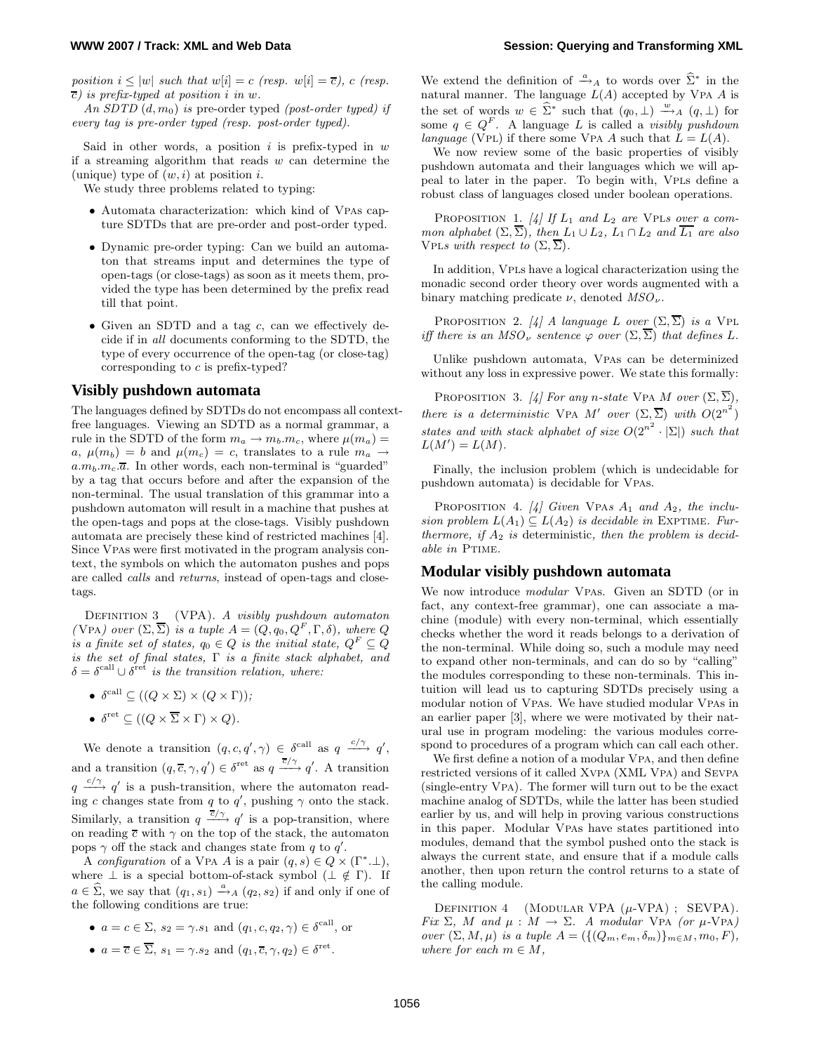*position $i \leq |w|$ such that $w[i] = c$ (resp. $w[i] = \overline{c}$), $c$ (resp. $\overline{c}$) is prefix-typed at position $i$ in $w$.*

*An SDTD $(d, m_0)$ is* pre-order typed *(post-order typed) if every tag is pre-order typed (resp. post-order typed).*

Said in other words, a position $i$ is prefix-typed in $w$ if a streaming algorithm that reads $w$ can determine the (unique) type of $(w, i)$ at position $i$.

We study three problems related to typing:

- Automata characterization: which kind of VPAs capture SDTDs that are pre-order and post-order typed.
- Dynamic pre-order typing: Can we build an automaton that streams input and determines the type of open-tags (or close-tags) as soon as it meets them, provided the type has been determined by the prefix read till that point.
- Given an SDTD and a tag $c$, can we effectively decide if in *all* documents conforming to the SDTD, the type of every occurrence of the open-tag (or close-tag) corresponding to $c$ is prefix-typed?

## Visibly pushdown automata

The languages defined by SDTDs do not encompass all context-free languages. Viewing an SDTD as a normal grammar, a rule in the SDTD of the form $m_a \to m_b.m_c$, where $\mu(m_a) = a$, $\mu(m_b) = b$ and $\mu(m_c) = c$, translates to a rule $m_a \to a.m_b.m_c.\overline{a}$. In other words, each non-terminal is "guarded" by a tag that occurs before and after the expansion of the non-terminal. The usual translation of this grammar into a pushdown automaton will result in a machine that pushes at the open-tags and pops at the close-tags. Visibly pushdown automata are precisely these kind of restricted machines [4]. Since VPAs were first motivated in the program analysis context, the symbols on which the automaton pushes and pops are called *calls* and *returns*, instead of open-tags and close-tags.

Definition 3 (VPA). *A visibly pushdown automaton (VPA) over $(\Sigma, \overline{\Sigma})$ is a tuple $A = (Q, q_0, Q^F, \Gamma, \delta)$, where $Q$ is a finite set of states, $q_0 \in Q$ is the initial state, $Q^F \subseteq Q$ is the set of final states, $\Gamma$ is a finite stack alphabet, and $\delta = \delta^{\mathrm{call}} \cup \delta^{\mathrm{ret}}$ is the transition relation, where:*

- $\delta^{\mathrm{call}} \subseteq ((Q \times \Sigma) \times (Q \times \Gamma))$;
- $\delta^{\mathrm{ret}} \subseteq ((Q \times \overline{\Sigma} \times \Gamma) \times Q)$.

We denote a transition $(q, c, q', \gamma) \in \delta^{\mathrm{call}}$ as $q \xrightarrow{c/\gamma} q'$, and a transition $(q, \overline{c}, \gamma, q') \in \delta^{\mathrm{ret}}$ as $q \xrightarrow{\overline{c}/\gamma} q'$. A transition $q \xrightarrow{c/\gamma} q'$ is a push-transition, where the automaton reading $c$ changes state from $q$ to $q'$, pushing $\gamma$ onto the stack. Similarly, a transition $q \xrightarrow{\overline{c}/\gamma} q'$ is a pop-transition, where on reading $\overline{c}$ with $\gamma$ on the top of the stack, the automaton pops $\gamma$ off the stack and changes state from $q$ to $q'$.

A *configuration* of a VPA $A$ is a pair $(q, s) \in Q \times (\Gamma^*.\bot)$, where $\bot$ is a special bottom-of-stack symbol ($\bot \notin \Gamma$). If $a \in \widehat{\Sigma}$, we say that $(q_1, s_1) \xrightarrow{a}_A (q_2, s_2)$ if and only if one of the following conditions are true:

- $a = c \in \Sigma$, $s_2 = \gamma.s_1$ and $(q_1, c, q_2, \gamma) \in \delta^{\mathrm{call}}$, or
- $a = \overline{c} \in \overline{\Sigma}$, $s_1 = \gamma.s_2$ and $(q_1, \overline{c}, \gamma, q_2) \in \delta^{\mathrm{ret}}$.

We extend the definition of $\xrightarrow{a}_A$ to words over $\widehat{\Sigma}^*$ in the natural manner. The language $L(A)$ accepted by VPA $A$ is the set of words $w \in \widehat{\Sigma}^*$ such that $(q_0, \bot) \xrightarrow{w}_A (q, \bot)$ for some $q \in Q^F$. A language $L$ is called a *visibly pushdown language* (VPL) if there some VPA $A$ such that $L = L(A)$.

We now review some of the basic properties of visibly pushdown automata and their languages which we will appeal to later in the paper. To begin with, VPLs define a robust class of languages closed under boolean operations.

Proposition 1. *[4] If $L_1$ and $L_2$ are VPLs over a common alphabet $(\Sigma, \overline{\Sigma})$, then $L_1 \cup L_2$, $L_1 \cap L_2$ and $\overline{L_1}$ are also VPLs with respect to $(\Sigma, \overline{\Sigma})$.*

In addition, VPLs have a logical characterization using the monadic second order theory over words augmented with a binary matching predicate $\nu$, denoted $MSO_\nu$.

Proposition 2. *[4] A language $L$ over $(\Sigma, \overline{\Sigma})$ is a VPL iff there is an $MSO_\nu$ sentence $\varphi$ over $(\Sigma, \overline{\Sigma})$ that defines $L$.*

Unlike pushdown automata, VPAs can be determinized without any loss in expressive power. We state this formally:

Proposition 3. *[4] For any $n$-state VPA $M$ over $(\Sigma, \overline{\Sigma})$, there is a deterministic VPA $M'$ over $(\Sigma, \overline{\Sigma})$ with $O(2^{n^2})$ states and with stack alphabet of size $O(2^{n^2} \cdot |\Sigma|)$ such that $L(M') = L(M)$.*

Finally, the inclusion problem (which is undecidable for pushdown automata) is decidable for VPAs.

Proposition 4. *[4] Given VPAs $A_1$ and $A_2$, the inclusion problem $L(A_1) \subseteq L(A_2)$ is decidable in* EXPTIME. *Furthermore, if $A_2$ is* deterministic*, then the problem is decidable in* PTIME.

## Modular visibly pushdown automata

We now introduce *modular* VPAs. Given an SDTD (or in fact, any context-free grammar), one can associate a machine (module) with every non-terminal, which essentially checks whether the word it reads belongs to a derivation of the non-terminal. While doing so, such a module may need to expand other non-terminals, and can do so by "calling" the modules corresponding to these non-terminals. This intuition will lead us to capturing SDTDs precisely using a modular notion of VPAs. We have studied modular VPAs in an earlier paper [3], where we were motivated by their natural use in program modeling: the various modules correspond to procedures of a program which can call each other.

We first define a notion of a modular VPA, and then define restricted versions of it called XVPA (XML VPA) and SEVPA (single-entry VPA). The former will turn out to be the exact machine analog of SDTDs, while the latter has been studied earlier by us, and will help in proving various constructions in this paper. Modular VPAs have states partitioned into modules, demand that the symbol pushed onto the stack is always the current state, and ensure that if a module calls another, then upon return the control returns to a state of the calling module.

Definition 4 (Modular VPA ($\mu$-VPA) ; SEVPA). *Fix $\Sigma$, $M$ and $\mu : M \to \Sigma$. A modular VPA (or $\mu$-VPA) over $(\Sigma, M, \mu)$ is a tuple $A = (\{(Q_m, e_m, \delta_m)\}_{m \in M}, m_0, F)$, where for each $m \in M$,*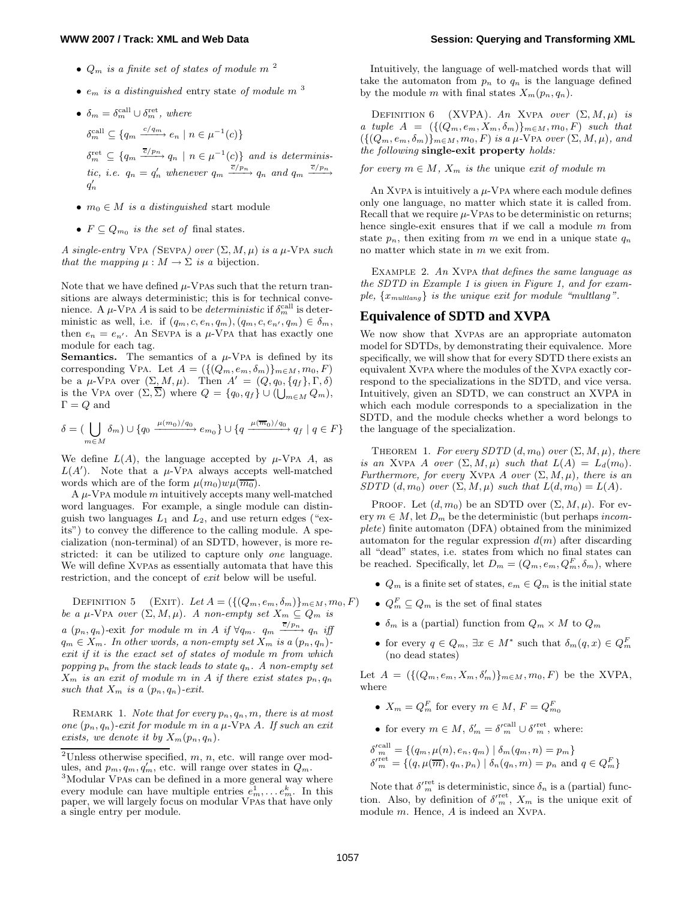- $Q_m$ *is a finite set of states of module* $m$ [2]

- $e_m$ *is a distinguished* entry state *of module* $m$ [3]

- $\delta_m = \delta_m^{\text{call}} \cup \delta_m^{\text{ret}}$*, where*

  $\delta_m^{\text{call}} \subseteq \{q_m \xrightarrow{c/q_m} e_n \mid n \in \mu^{-1}(c)\}$

  $\delta_m^{\text{ret}} \subseteq \{q_m \xrightarrow{\overline{c}/p_n} q_n \mid n \in \mu^{-1}(c)\}$ *and is deterministic, i.e.* $q_n = q'_n$ *whenever* $q_m \xrightarrow{\overline{c}/p_n} q_n$ *and* $q_m \xrightarrow{\overline{c}/p_n} q'_n$

- $m_0 \in M$ *is a distinguished* start module

- $F \subseteq Q_{m_0}$ *is the set of* final states.

*A single-entry* VPA *(*SEVPA*) over* $(\Sigma, M, \mu)$ *is a* $\mu$-VPA *such that the mapping* $\mu : M \to \Sigma$ *is a* bijection.

Note that we have defined $\mu$-VPAs such that the return transitions are always deterministic; this is for technical convenience. A $\mu$-VPA $A$ is said to be *deterministic* if $\delta_m^{\text{call}}$ is deterministic as well, i.e. if $(q_m, c, e_n, q_m), (q_m, c, e_{n'}, q_m) \in \delta_m$, then $e_n = e_{n'}$. An SEVPA is a $\mu$-VPA that has exactly one module for each tag.

**Semantics.** The semantics of a $\mu$-VPA is defined by its corresponding VPA. Let $A = (\{(Q_m, e_m, \delta_m)\}_{m\in M}, m_0, F)$ be a $\mu$-VPA over $(\Sigma, M, \mu)$. Then $A' = (Q, q_0, \{q_f\}, \Gamma, \delta)$ is the VPA over $(\Sigma, \overline{\Sigma})$ where $Q = \{q_0, q_f\} \cup (\bigcup_{m\in M} Q_m)$, $\Gamma = Q$ and

$$\delta = (\bigcup_{m\in M} \delta_m) \cup \{q_0 \xrightarrow{\mu(m_0)/q_0} e_{m_0}\} \cup \{q \xrightarrow{\mu(\overline{m}_0)/q_0} q_f \mid q \in F\}$$

We define $L(A)$, the language accepted by $\mu$-VPA $A$, as $L(A')$. Note that a $\mu$-VPA always accepts well-matched words which are of the form $\mu(m_0)w\mu(\overline{m_0})$.

A $\mu$-VPA module $m$ intuitively accepts many well-matched word languages. For example, a single module can distinguish two languages $L_1$ and $L_2$, and use return edges ("exits") to convey the difference to the calling module. A specialization (non-terminal) of an SDTD, however, is more restricted: it can be utilized to capture only *one* language. We will define XVPAs as essentially automata that have this restriction, and the concept of *exit* below will be useful.

DEFINITION 5 (EXIT). *Let* $A = (\{(Q_m, e_m, \delta_m)\}_{m\in M}, m_0, F)$ *be a* $\mu$-VPA *over* $(\Sigma, M, \mu)$*. A non-empty set* $X_m \subseteq Q_m$ *is a* $(p_n, q_n)$-exit *for module* $m$ *in* $A$ *if* $\forall q_m.\ q_m \xrightarrow{\overline{c}/p_n} q_n$ *iff* $q_m \in X_m$*. In other words, a non-empty set* $X_m$ *is a* $(p_n, q_n)$*-exit if it is the exact set of states of module* $m$ *from which popping* $p_n$ *from the stack leads to state* $q_n$*. A non-empty set* $X_m$ *is an exit of module* $m$ *in* $A$ *if there exist states* $p_n, q_n$ *such that* $X_m$ *is a* $(p_n, q_n)$*-exit.*

REMARK 1. *Note that for every* $p_n, q_n, m$*, there is at most one* $(p_n, q_n)$*-exit for module* $m$ *in a* $\mu$-VPA $A$*. If such an exit exists, we denote it by* $X_m(p_n, q_n)$*.*

[2] Unless otherwise specified, $m$, $n$, etc. will range over modules, and $p_m, q_m, q'_m$, etc. will range over states in $Q_m$.

[3] Modular VPAs can be defined in a more general way where every module can have multiple entries $e^1_m, \ldots e^k_m$. In this paper, we will largely focus on modular VPAs that have only a single entry per module.

Intuitively, the language of well-matched words that will take the automaton from $p_n$ to $q_n$ is the language defined by the module $m$ with final states $X_m(p_n, q_n)$.

DEFINITION 6 (XVPA). *An* XVPA *over* $(\Sigma, M, \mu)$ *is a tuple* $A = (\{(Q_m, e_m, X_m, \delta_m)\}_{m\in M}, m_0, F)$ *such that* $(\{(Q_m, e_m, \delta_m)\}_{m\in M}, m_0, F)$ *is a* $\mu$-VPA *over* $(\Sigma, M, \mu)$*, and the following* **single-exit property** *holds:*

*for every* $m \in M$*,* $X_m$ *is the* unique *exit of module* $m$

An XVPA is intuitively a $\mu$-VPA where each module defines only one language, no matter which state it is called from. Recall that we require $\mu$-VPAs to be deterministic on returns; hence single-exit ensures that if we call a module $m$ from state $p_n$, then exiting from $m$ we end in a unique state $q_n$ no matter which state in $m$ we exit from.

EXAMPLE 2. *An* XVPA *that defines the same language as the SDTD in Example 1 is given in Figure 1, and for example,* $\{x_{multlang}\}$ *is the unique exit for module "multlang".*

## Equivalence of SDTD and XVPA

We now show that XVPAs are an appropriate automaton model for SDTDs, by demonstrating their equivalence. More specifically, we will show that for every SDTD there exists an equivalent XVPA where the modules of the XVPA exactly correspond to the specializations in the SDTD, and vice versa. Intuitively, given an SDTD, we can construct an XVPA in which each module corresponds to a specialization in the SDTD, and the module checks whether a word belongs to the language of the specialization.

THEOREM 1. *For every SDTD* $(d, m_0)$ *over* $(\Sigma, M, \mu)$*, there is an* XVPA $A$ *over* $(\Sigma, M, \mu)$ *such that* $L(A) = L_d(m_0)$*. Furthermore, for every* XVPA $A$ *over* $(\Sigma, M, \mu)$*, there is an SDTD* $(d, m_0)$ *over* $(\Sigma, M, \mu)$ *such that* $L(d, m_0) = L(A)$*.*

PROOF. Let $(d, m_0)$ be an SDTD over $(\Sigma, M, \mu)$. For every $m \in M$, let $D_m$ be the deterministic (but perhaps *incomplete*) finite automaton (DFA) obtained from the minimized automaton for the regular expression $d(m)$ after discarding all "dead" states, i.e. states from which no final states can be reached. Specifically, let $D_m = (Q_m, e_m, Q_m^F, \delta_m)$, where

- $Q_m$ is a finite set of states, $e_m \in Q_m$ is the initial state
- $Q_m^F \subseteq Q_m$ is the set of final states
- $\delta_m$ is a (partial) function from $Q_m \times M$ to $Q_m$
- for every $q \in Q_m$, $\exists x \in M^*$ such that $\delta_m(q, x) \in Q_m^F$ (no dead states)

Let $A = (\{(Q_m, e_m, X_m, \delta'_m)\}_{m\in M}, m_0, F)$ be the XVPA, where

- $X_m = Q_m^F$ for every $m \in M$, $F = Q_{m_0}^F$
- for every $m \in M$, $\delta'_m = {\delta'}_m^{\text{call}} \cup {\delta'}_m^{\text{ret}}$, where:

$${\delta'}_m^{\text{call}} = \{(q_m, \mu(n), e_n, q_m) \mid \delta_m(q_m, n) = p_m\}$$
$${\delta'}_m^{\text{ret}} = \{(q, \mu(\overline{m}), q_n, p_n) \mid \delta_n(q_n, m) = p_n \text{ and } q \in Q_m^F\}$$

Note that ${\delta'}_m^{\text{ret}}$ is deterministic, since $\delta_n$ is a (partial) function. Also, by definition of ${\delta'}_m^{\text{ret}}$, $X_m$ is the unique exit of module $m$. Hence, $A$ is indeed an XVPA.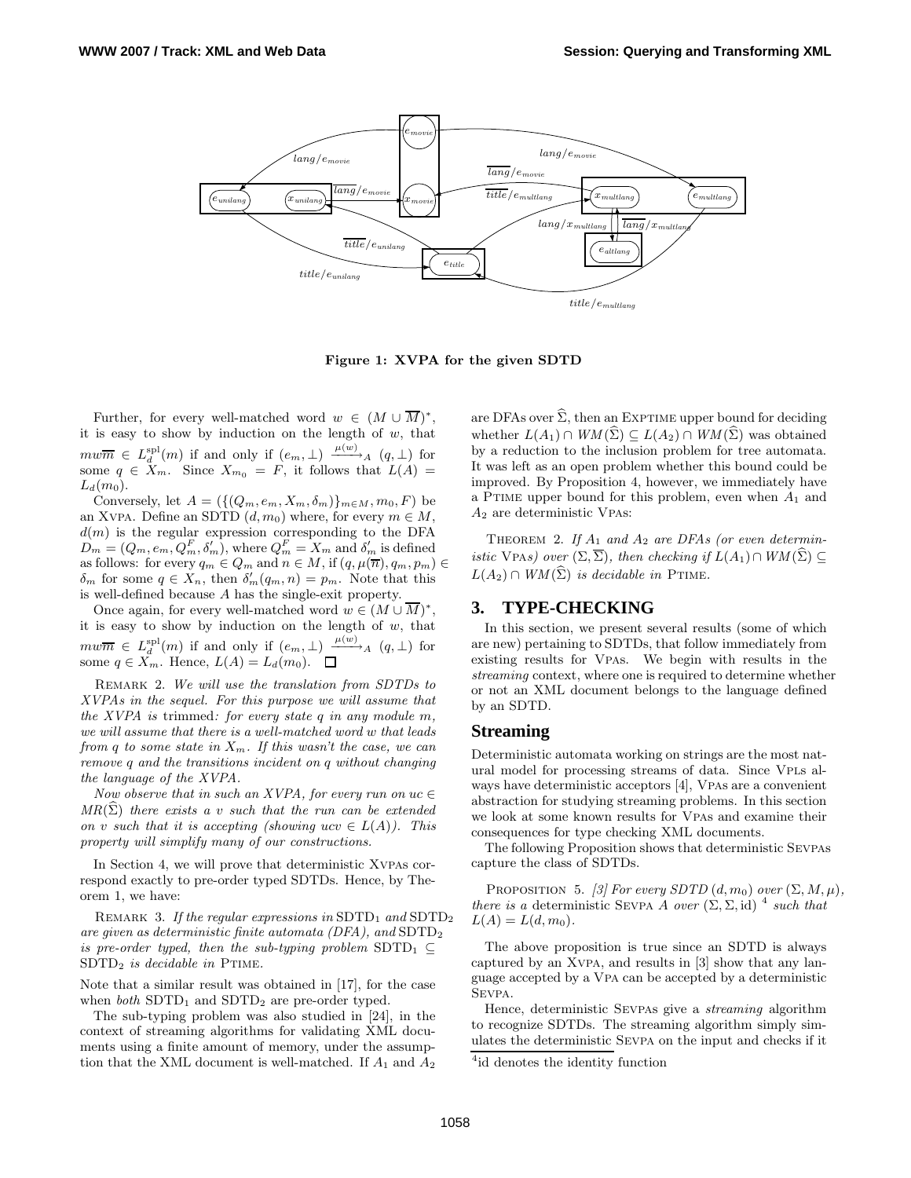Figure 1: XVPA for the given SDTD

Further, for every well-matched word $w \in (M \cup \overline{M})^*$, it is easy to show by induction on the length of $w$, that $mw\overline{m} \in L_d^{\mathrm{spl}}(m)$ if and only if $(e_m, \bot) \xrightarrow{\mu(w)}_A (q, \bot)$ for some $q \in X_m$. Since $X_{m_0} = F$, it follows that $L(A) = L_d(m_0)$.

Conversely, let $A = (\{(Q_m, e_m, X_m, \delta_m)\}_{m \in M}, m_0, F)$ be an XVPA. Define an SDTD $(d, m_0)$ where, for every $m \in M$, $d(m)$ is the regular expression corresponding to the DFA $D_m = (Q_m, e_m, Q_m^F, \delta_m')$, where $Q_m^F = X_m$ and $\delta_m'$ is defined as follows: for every $q_m \in Q_m$ and $n \in M$, if $(q, \mu(\overline{n}), q_m, p_m) \in \delta_m$ for some $q \in X_n$, then $\delta_m'(q_m, n) = p_m$. Note that this is well-defined because $A$ has the single-exit property.

Once again, for every well-matched word $w \in (M \cup \overline{M})^*$, it is easy to show by induction on the length of $w$, that $mw\overline{m} \in L_d^{\mathrm{spl}}(m)$ if and only if $(e_m, \bot) \xrightarrow{\mu(w)}_A (q, \bot)$ for some $q \in X_m$. Hence, $L(A) = L_d(m_0)$. $\square$

REMARK 2. *We will use the translation from SDTDs to XVPAs in the sequel. For this purpose we will assume that the XVPA is* trimmed*: for every state $q$ in any module $m$, we will assume that there is a well-matched word $w$ that leads from $q$ to some state in $X_m$. If this wasn't the case, we can remove $q$ and the transitions incident on $q$ without changing the language of the XVPA.*

*Now observe that in such an XVPA, for every run on $uc \in MR(\widehat{\Sigma})$ there exists a $v$ such that the run can be extended on $v$ such that it is accepting (showing $ucv \in L(A)$). This property will simplify many of our constructions.*

In Section 4, we will prove that deterministic XVPAs correspond exactly to pre-order typed SDTDs. Hence, by Theorem 1, we have:

REMARK 3. *If the regular expressions in* $\mathrm{SDTD}_1$ *and* $\mathrm{SDTD}_2$ *are given as deterministic finite automata (DFA), and* $\mathrm{SDTD}_2$ *is pre-order typed, then the sub-typing problem* $\mathrm{SDTD}_1 \subseteq \mathrm{SDTD}_2$ *is decidable in* PTIME.

Note that a similar result was obtained in [17], for the case when *both* $\mathrm{SDTD}_1$ and $\mathrm{SDTD}_2$ are pre-order typed.

The sub-typing problem was also studied in [24], in the context of streaming algorithms for validating XML documents using a finite amount of memory, under the assumption that the XML document is well-matched. If $A_1$ and $A_2$ are DFAs over $\widehat{\Sigma}$, then an EXPTIME upper bound for deciding whether $L(A_1) \cap WM(\widehat{\Sigma}) \subseteq L(A_2) \cap WM(\widehat{\Sigma})$ was obtained by a reduction to the inclusion problem for tree automata. It was left as an open problem whether this bound could be improved. By Proposition 4, however, we immediately have a PTIME upper bound for this problem, even when $A_1$ and $A_2$ are deterministic VPAs:

THEOREM 2. *If $A_1$ and $A_2$ are DFAs (or even deterministic* VPAs*) over $(\Sigma, \overline{\Sigma})$, then checking if $L(A_1) \cap WM(\widehat{\Sigma}) \subseteq L(A_2) \cap WM(\widehat{\Sigma})$ is decidable in* PTIME.

## 3. TYPE-CHECKING

In this section, we present several results (some of which are new) pertaining to SDTDs, that follow immediately from existing results for VPAs. We begin with results in the *streaming* context, where one is required to determine whether or not an XML document belongs to the language defined by an SDTD.

### Streaming

Deterministic automata working on strings are the most natural model for processing streams of data. Since VPLs always have deterministic acceptors [4], VPAs are a convenient abstraction for studying streaming problems. In this section we look at some known results for VPAs and examine their consequences for type checking XML documents.

The following Proposition shows that deterministic SEVPAs capture the class of SDTDs.

PROPOSITION 5. *[3] For every SDTD $(d, m_0)$ over $(\Sigma, M, \mu)$, there is a* deterministic SEVPA *$A$ over $(\Sigma, \Sigma, \mathrm{id})$* [4] *such that $L(A) = L(d, m_0)$.*

The above proposition is true since an SDTD is always captured by an XVPA, and results in [3] show that any language accepted by a VPA can be accepted by a deterministic SEVPA.

Hence, deterministic SEVPAs give a *streaming* algorithm to recognize SDTDs. The streaming algorithm simply simulates the deterministic SEVPA on the input and checks if it

[4] id denotes the identity function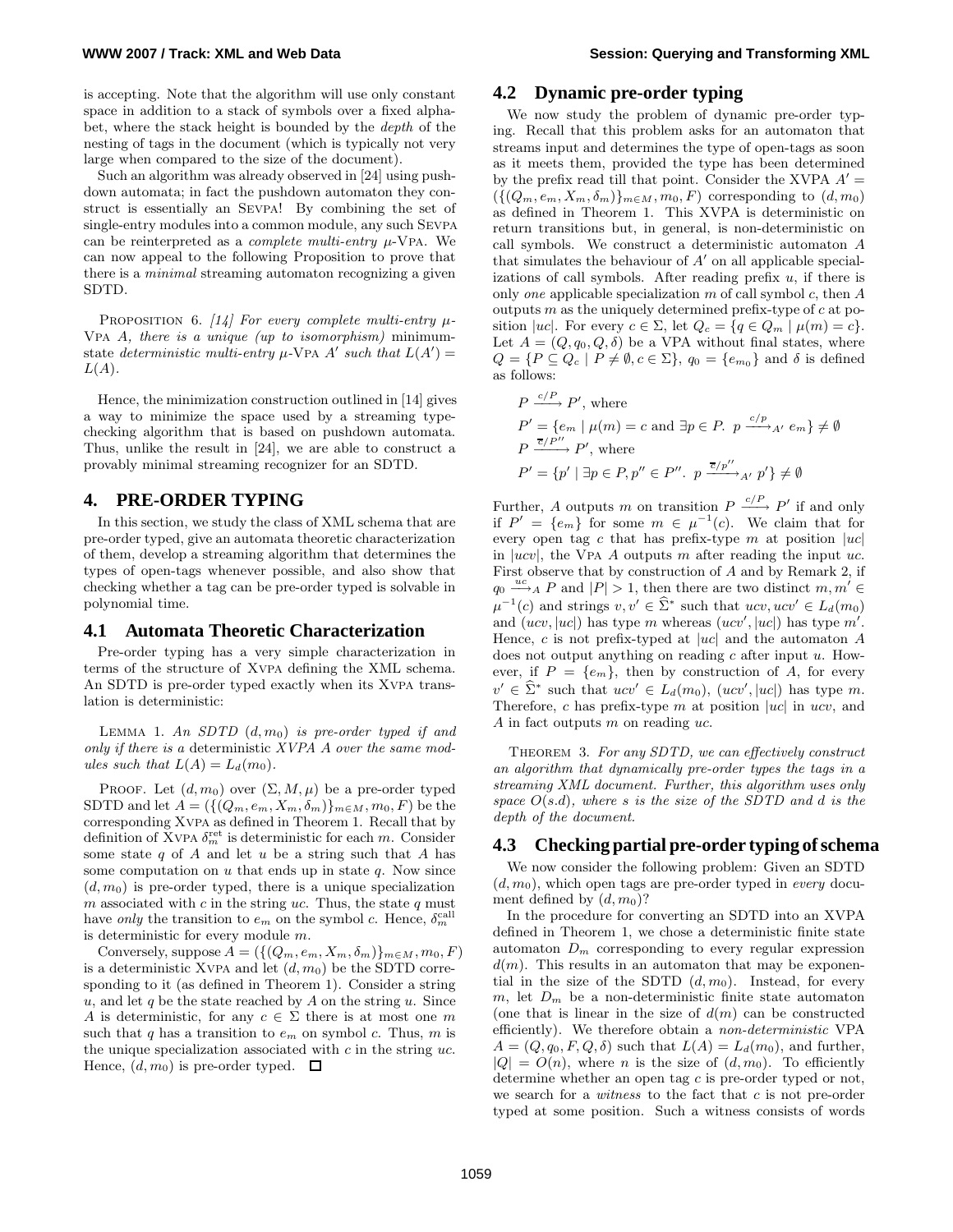is accepting. Note that the algorithm will use only constant space in addition to a stack of symbols over a fixed alphabet, where the stack height is bounded by the *depth* of the nesting of tags in the document (which is typically not very large when compared to the size of the document).

Such an algorithm was already observed in [24] using pushdown automata; in fact the pushdown automaton they construct is essentially an Sevpa! By combining the set of single-entry modules into a common module, any such Sevpa can be reinterpreted as a *complete multi-entry* $\mu$-Vpa. We can now appeal to the following Proposition to prove that there is a *minimal* streaming automaton recognizing a given SDTD.

Proposition 6. *[14] For every complete multi-entry $\mu$-*Vpa *$A$, there is a unique (up to isomorphism)* minimum-state *deterministic multi-entry $\mu$-*Vpa *$A'$ such that $L(A') = L(A)$.*

Hence, the minimization construction outlined in [14] gives a way to minimize the space used by a streaming typechecking algorithm that is based on pushdown automata. Thus, unlike the result in [24], we are able to construct a provably minimal streaming recognizer for an SDTD.

# 4. PRE-ORDER TYPING

In this section, we study the class of XML schema that are pre-order typed, give an automata theoretic characterization of them, develop a streaming algorithm that determines the types of open-tags whenever possible, and also show that checking whether a tag can be pre-order typed is solvable in polynomial time.

## 4.1 Automata Theoretic Characterization

Pre-order typing has a very simple characterization in terms of the structure of Xvpa defining the XML schema. An SDTD is pre-order typed exactly when its Xvpa translation is deterministic:

Lemma 1. *An SDTD $(d, m_0)$ is pre-order typed if and only if there is a* deterministic *XVPA $A$ over the same modules such that $L(A) = L_d(m_0)$.*

Proof. Let $(d, m_0)$ over $(\Sigma, M, \mu)$ be a pre-order typed SDTD and let $A = (\{(Q_m, e_m, X_m, \delta_m)\}_{m\in M}, m_0, F)$ be the corresponding Xvpa as defined in Theorem 1. Recall that by definition of Xvpa $\delta_m^{\text{ret}}$ is deterministic for each $m$. Consider some state $q$ of $A$ and let $u$ be a string such that $A$ has some computation on $u$ that ends up in state $q$. Now since $(d, m_0)$ is pre-order typed, there is a unique specialization $m$ associated with $c$ in the string $uc$. Thus, the state $q$ must have *only* the transition to $e_m$ on the symbol $c$. Hence, $\delta_m^{\text{call}}$ is deterministic for every module $m$.

Conversely, suppose $A = (\{(Q_m, e_m, X_m, \delta_m)\}_{m\in M}, m_0, F)$ is a deterministic Xvpa and let $(d, m_0)$ be the SDTD corresponding to it (as defined in Theorem 1). Consider a string $u$, and let $q$ be the state reached by $A$ on the string $u$. Since $A$ is deterministic, for any $c \in \Sigma$ there is at most one $m$ such that $q$ has a transition to $e_m$ on symbol $c$. Thus, $m$ is the unique specialization associated with $c$ in the string $uc$. Hence, $(d, m_0)$ is pre-order typed. ☐

## 4.2 Dynamic pre-order typing

We now study the problem of dynamic pre-order typing. Recall that this problem asks for an automaton that streams input and determines the type of open-tags as soon as it meets them, provided the type has been determined by the prefix read till that point. Consider the XVPA $A' = (\{(Q_m, e_m, X_m, \delta_m)\}_{m\in M}, m_0, F)$ corresponding to $(d, m_0)$ as defined in Theorem 1. This XVPA is deterministic on return transitions but, in general, is non-deterministic on call symbols. We construct a deterministic automaton $A$ that simulates the behaviour of $A'$ on all applicable specializations of call symbols. After reading prefix $u$, if there is only *one* applicable specialization $m$ of call symbol $c$, then $A$ outputs $m$ as the uniquely determined prefix-type of $c$ at position $|uc|$. For every $c \in \Sigma$, let $Q_c = \{q \in Q_m \mid \mu(m) = c\}$. Let $A = (Q, q_0, Q, \delta)$ be a VPA without final states, where $Q = \{P \subseteq Q_c \mid P \neq \emptyset, c \in \Sigma\}$, $q_0 = \{e_{m_0}\}$ and $\delta$ is defined as follows:

$$P \xrightarrow{c/P} P', \text{ where}$$
$$P' = \{e_m \mid \mu(m) = c \text{ and } \exists p \in P.\ p \xrightarrow{c/p}_{A'} e_m\} \neq \emptyset$$
$$P \xrightarrow{\overline{c}/P''} P', \text{ where}$$
$$P' = \{p' \mid \exists p \in P, p'' \in P''.\ p \xrightarrow{\overline{c}/p''}_{A'} p'\} \neq \emptyset$$

Further, $A$ outputs $m$ on transition $P \xrightarrow{c/P} P'$ if and only if $P' = \{e_m\}$ for some $m \in \mu^{-1}(c)$. We claim that for every open tag $c$ that has prefix-type $m$ at position $|uc|$ in $|ucv|$, the Vpa $A$ outputs $m$ after reading the input $uc$. First observe that by construction of $A$ and by Remark 2, if $q_0 \xrightarrow{uc}_A P$ and $|P| > 1$, then there are two distinct $m, m' \in \mu^{-1}(c)$ and strings $v, v' \in \widehat{\Sigma}^*$ such that $ucv, ucv' \in L_d(m_0)$ and $(ucv, |uc|)$ has type $m$ whereas $(ucv', |uc|)$ has type $m'$. Hence, $c$ is not prefix-typed at $|uc|$ and the automaton $A$ does not output anything on reading $c$ after input $u$. However, if $P = \{e_m\}$, then by construction of $A$, for every $v' \in \widehat{\Sigma}^*$ such that $ucv' \in L_d(m_0)$, $(ucv', |uc|)$ has type $m$. Therefore, $c$ has prefix-type $m$ at position $|uc|$ in $ucv$, and $A$ in fact outputs $m$ on reading $uc$.

Theorem 3. *For any SDTD, we can effectively construct an algorithm that dynamically pre-order types the tags in a streaming XML document. Further, this algorithm uses only space $O(s.d)$, where $s$ is the size of the SDTD and $d$ is the depth of the document.*

## 4.3 Checking partial pre-order typing of schema

We now consider the following problem: Given an SDTD $(d, m_0)$, which open tags are pre-order typed in *every* document defined by $(d, m_0)$?

In the procedure for converting an SDTD into an XVPA defined in Theorem 1, we chose a deterministic finite state automaton $D_m$ corresponding to every regular expression $d(m)$. This results in an automaton that may be exponential in the size of the SDTD $(d, m_0)$. Instead, for every $m$, let $D_m$ be a non-deterministic finite state automaton (one that is linear in the size of $d(m)$ can be constructed efficiently). We therefore obtain a *non-deterministic* VPA $A = (Q, q_0, F, Q, \delta)$ such that $L(A) = L_d(m_0)$, and further, $|Q| = O(n)$, where $n$ is the size of $(d, m_0)$. To efficiently determine whether an open tag $c$ is pre-order typed or not, we search for a *witness* to the fact that $c$ is not pre-order typed at some position. Such a witness consists of words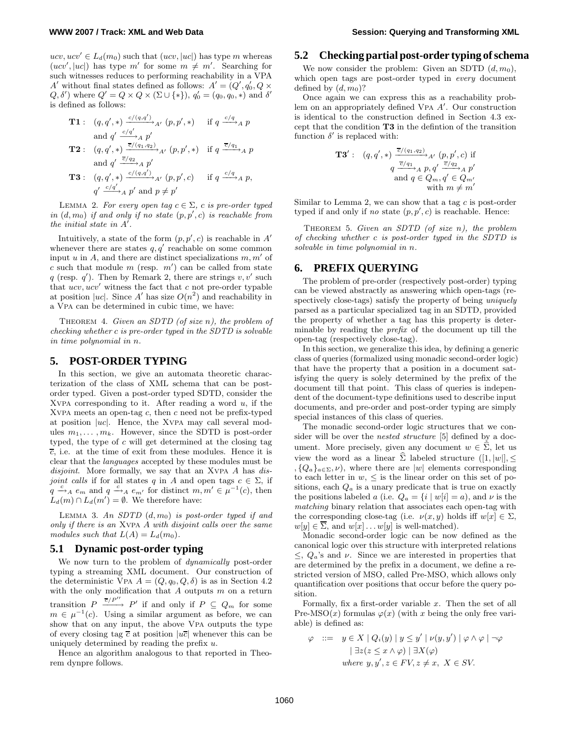$ucv, ucv' \in L_d(m_0)$ such that $(ucv, |uc|)$ has type $m$ whereas $(ucv', |uc|)$ has type $m'$ for some $m \neq m'$. Searching for such witnesses reduces to performing reachability in a VPA $A'$ without final states defined as follows: $A' = (Q', q_0', Q \times Q, \delta')$ where $Q' = Q \times Q \times (\Sigma \cup \{*\})$, $q_0' = (q_0, q_0, *)$ and $\delta'$ is defined as follows:

$$\mathbf{T1}: \quad (q, q', *) \xrightarrow{c/(q,q')}_{A'} (p, p', *) \quad \text{if } q \xrightarrow{c/q}_{A} p \text{ and } q' \xrightarrow{c/q'}_{A} p'$$

$$\mathbf{T2}: \quad (q, q', *) \xrightarrow{\overline{c}/(q_1,q_2)}_{A'} (p, p', *) \quad \text{if } q \xrightarrow{\overline{c}/q_1}_{A} p \text{ and } q' \xrightarrow{\overline{c}/q_2}_{A} p'$$

$$\mathbf{T3}: \quad (q, q', *) \xrightarrow{c/(q,q')}_{A'} (p, p', c) \quad \text{if } q \xrightarrow{c/q}_{A} p, \ q' \xrightarrow{c/q'}_{A} p' \text{ and } p \neq p'$$

Lemma 2. *For every open tag $c \in \Sigma$, $c$ is pre-order typed in $(d, m_0)$ if and only if no state $(p, p', c)$ is reachable from the initial state in $A'$.*

Intuitively, a state of the form $(p, p', c)$ is reachable in $A'$ whenever there are states $q, q'$ reachable on some common input $u$ in $A$, and there are distinct specializations $m, m'$ of $c$ such that module $m$ (resp. $m'$) can be called from state $q$ (resp. $q'$). Then by Remark 2, there are strings $v, v'$ such that $ucv, ucv'$ witness the fact that $c$ not pre-order typable at position $|uc|$. Since $A'$ has size $O(n^2)$ and reachability in a VPA can be determined in cubic time, we have:

Theorem 4. *Given an SDTD (of size $n$), the problem of checking whether $c$ is pre-order typed in the SDTD is solvable in time polynomial in $n$.*

## 5. POST-ORDER TYPING

In this section, we give an automata theoretic characterization of the class of XML schema that can be post-order typed. Given a post-order typed SDTD, consider the XVPA corresponding to it. After reading a word $u$, if the XVPA meets an open-tag $c$, then $c$ need not be prefix-typed at position $|uc|$. Hence, the XVPA may call several modules $m_1, \ldots, m_k$. However, since the SDTD is post-order typed, the type of $c$ will get determined at the closing tag $\overline{c}$, i.e. at the time of exit from these modules. Hence it is clear that the *languages* accepted by these modules must be *disjoint*. More formally, we say that an XVPA $A$ has *disjoint calls* if for all states $q$ in $A$ and open tags $c \in \Sigma$, if $q \xrightarrow{c}_A e_m$ and $q \xrightarrow{c}_A e_{m'}$ for distinct $m, m' \in \mu^{-1}(c)$, then $L_d(m) \cap L_d(m') = \emptyset$. We therefore have:

Lemma 3. *An SDTD $(d, m_0)$ is post-order typed if and only if there is an XVPA $A$ with disjoint calls over the same modules such that $L(A) = L_d(m_0)$.*

### 5.1 Dynamic post-order typing

We now turn to the problem of *dynamically* post-order typing a streaming XML document. Our construction of the deterministic VPA $A = (Q, q_0, Q, \delta)$ is as in Section 4.2 with the only modification that $A$ outputs $m$ on a return transition $P \xrightarrow{\overline{c}/P''} P'$ if and only if $P \subseteq Q_m$ for some $m \in \mu^{-1}(c)$. Using a similar argument as before, we can show that on any input, the above VPA outputs the type of every closing tag $\overline{c}$ at position $|u\overline{c}|$ whenever this can be uniquely determined by reading the prefix $u$.

Hence an algorithm analogous to that reported in Theorem dynpre follows.

### 5.2 Checking partial post-order typing of schema

We now consider the problem: Given an SDTD $(d, m_0)$, which open tags are post-order typed in *every* document defined by $(d, m_0)$?

Once again we can express this as a reachability problem on an appropriately defined VPA $A'$. Our construction is identical to the construction defined in Section 4.3 except that the condition **T3** in the defintion of the transition function $\delta'$ is replaced with:

$$\mathbf{T3'}: \quad (q, q', *) \xrightarrow{\overline{c}/(q_1,q_2)}_{A'} (p, p', c) \text{ if } q \xrightarrow{\overline{c}/q_1}_{A} p, q' \xrightarrow{\overline{c}/q_2}_{A} p' \text{ and } q \in Q_m, q' \in Q_{m'} \text{ with } m \neq m'$$

Similar to Lemma 2, we can show that a tag $c$ is post-order typed if and only if *no* state $(p, p', c)$ is reachable. Hence:

Theorem 5. *Given an SDTD (of size $n$), the problem of checking whether $c$ is post-order typed in the SDTD is solvable in time polynomial in $n$.*

## 6. PREFIX QUERYING

The problem of pre-order (respectively post-order) typing can be viewed abstractly as answering which open-tags (respectively close-tags) satisfy the property of being *uniquely* parsed as a particular specialized tag in an SDTD, provided the property of whether a tag has this property is determinable by reading the *prefix* of the document up till the open-tag (respectively close-tag).

In this section, we generalize this idea, by defining a generic class of queries (formalized using monadic second-order logic) that have the property that a position in a document satisfying the query is solely determined by the prefix of the document till that point. This class of queries is independent of the document-type definitions used to describe input documents, and pre-order and post-order typing are simply special instances of this class of queries.

The monadic second-order logic structures that we consider will be over the *nested structure* [5] defined by a document. More precisely, given any document $w \in \hat{\Sigma}$, let us view the word as a linear $\hat{\Sigma}$ labeled structure $([1, |w|], \leq, \{Q_a\}_{a \in \Sigma}, \nu)$, where there are $|w|$ elements corresponding to each letter in $w$, $\leq$ is the linear order on this set of positions, each $Q_a$ is a unary predicate that is true on exactly the positions labeled $a$ (i.e. $Q_a = \{i \mid w[i] = a\}$), and $\nu$ is the *matching* binary relation that associates each open-tag with the corresponding close-tag (i.e. $\nu(x, y)$ holds iff $w[x] \in \Sigma$, $w[y] \in \overline{\Sigma}$, and $w[x] \ldots w[y]$ is well-matched).

Monadic second-order logic can be now defined as the canonical logic over this structure with interpreted relations $\leq$, $Q_a$'s and $\nu$. Since we are interested in properties that are determined by the prefix in a document, we define a restricted version of MSO, called Pre-MSO, which allows only quantification over positions that occur before the query position.

Formally, fix a first-order variable $x$. Then the set of all Pre-MSO($x$) formulas $\varphi(x)$ (with $x$ being the only free variable) is defined as:

$$\varphi \ ::= \ y \in X \mid Q_i(y) \mid y \leq y' \mid \nu(y, y') \mid \varphi \wedge \varphi \mid \neg\varphi \mid \exists z (z \leq x \wedge \varphi) \mid \exists X(\varphi)$$
$$\text{where } y, y', z \in FV, z \neq x, \ X \in SV.$$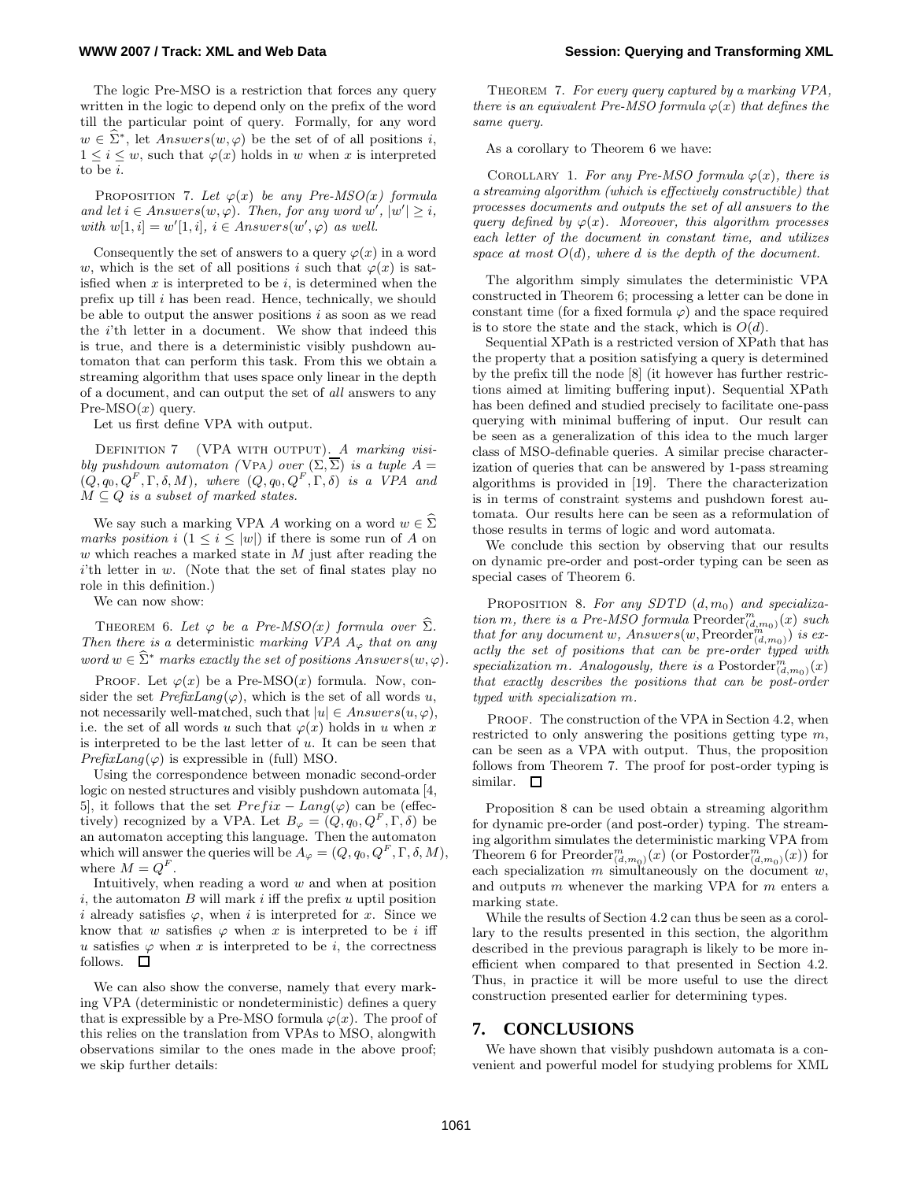The logic Pre-MSO is a restriction that forces any query written in the logic to depend only on the prefix of the word till the particular point of query. Formally, for any word $w \in \widehat{\Sigma}^*$, let $Answers(w, \varphi)$ be the set of of all positions $i$, $1 \leq i \leq w$, such that $\varphi(x)$ holds in $w$ when $x$ is interpreted to be $i$.

PROPOSITION 7. *Let $\varphi(x)$ be any Pre-MSO(x) formula and let $i \in Answers(w, \varphi)$. Then, for any word $w'$, $|w'| \geq i$, with $w[1, i] = w'[1, i]$, $i \in Answers(w', \varphi)$ as well.*

Consequently the set of answers to a query $\varphi(x)$ in a word $w$, which is the set of all positions $i$ such that $\varphi(x)$ is satisfied when $x$ is interpreted to be $i$, is determined when the prefix up till $i$ has been read. Hence, technically, we should be able to output the answer positions $i$ as soon as we read the $i$'th letter in a document. We show that indeed this is true, and there is a deterministic visibly pushdown automaton that can perform this task. From this we obtain a streaming algorithm that uses space only linear in the depth of a document, and can output the set of *all* answers to any Pre-MSO($x$) query.

Let us first define VPA with output.

DEFINITION 7 (VPA WITH OUTPUT). *A marking visibly pushdown automaton (*VPA*) over $(\Sigma, \overline{\Sigma})$ is a tuple $A = (Q, q_0, Q^F, \Gamma, \delta, M)$, where $(Q, q_0, Q^F, \Gamma, \delta)$ is a VPA and $M \subseteq Q$ is a subset of marked states.*

We say such a marking VPA $A$ working on a word $w \in \widehat{\Sigma}$ *marks position* $i$ ($1 \leq i \leq |w|$) if there is some run of $A$ on $w$ which reaches a marked state in $M$ just after reading the $i$'th letter in $w$. (Note that the set of final states play no role in this definition.)

We can now show:

THEOREM 6. *Let $\varphi$ be a Pre-MSO(x) formula over $\widehat{\Sigma}$. Then there is a* deterministic *marking VPA $A_\varphi$ that on any word $w \in \widehat{\Sigma}^*$ marks exactly the set of positions $Answers(w, \varphi)$.*

PROOF. Let $\varphi(x)$ be a Pre-MSO($x$) formula. Now, consider the set $PrefixLang(\varphi)$, which is the set of all words $u$, not necessarily well-matched, such that $|u| \in Answers(u, \varphi)$, i.e. the set of all words $u$ such that $\varphi(x)$ holds in $u$ when $x$ is interpreted to be the last letter of $u$. It can be seen that $PrefixLang(\varphi)$ is expressible in (full) MSO.

Using the correspondence between monadic second-order logic on nested structures and visibly pushdown automata [4, 5], it follows that the set $Prefix - Lang(\varphi)$ can be (effectively) recognized by a VPA. Let $B_\varphi = (Q, q_0, Q^F, \Gamma, \delta)$ be an automaton accepting this language. Then the automaton which will answer the queries will be $A_\varphi = (Q, q_0, Q^F, \Gamma, \delta, M)$, where $M = Q^F$.

Intuitively, when reading a word $w$ and when at position $i$, the automaton $B$ will mark $i$ iff the prefix $u$ uptil position $i$ already satisfies $\varphi$, when $i$ is interpreted for $x$. Since we know that $w$ satisfies $\varphi$ when $x$ is interpreted to be $i$ iff $u$ satisfies $\varphi$ when $x$ is interpreted to be $i$, the correctness follows. $\square$

We can also show the converse, namely that every marking VPA (deterministic or nondeterministic) defines a query that is expressible by a Pre-MSO formula $\varphi(x)$. The proof of this relies on the translation from VPAs to MSO, alongwith observations similar to the ones made in the above proof; we skip further details:

THEOREM 7. *For every query captured by a marking VPA, there is an equivalent Pre-MSO formula $\varphi(x)$ that defines the same query.*

As a corollary to Theorem 6 we have:

COROLLARY 1. *For any Pre-MSO formula $\varphi(x)$, there is a streaming algorithm (which is effectively constructible) that processes documents and outputs the set of all answers to the query defined by $\varphi(x)$. Moreover, this algorithm processes each letter of the document in constant time, and utilizes space at most $O(d)$, where $d$ is the depth of the document.*

The algorithm simply simulates the deterministic VPA constructed in Theorem 6; processing a letter can be done in constant time (for a fixed formula $\varphi$) and the space required is to store the state and the stack, which is $O(d)$.

Sequential XPath is a restricted version of XPath that has the property that a position satisfying a query is determined by the prefix till the node [8] (it however has further restrictions aimed at limiting buffering input). Sequential XPath has been defined and studied precisely to facilitate one-pass querying with minimal buffering of input. Our result can be seen as a generalization of this idea to the much larger class of MSO-definable queries. A similar precise characterization of queries that can be answered by 1-pass streaming algorithms is provided in [19]. There the characterization is in terms of constraint systems and pushdown forest automata. Our results here can be seen as a reformulation of those results in terms of logic and word automata.

We conclude this section by observing that our results on dynamic pre-order and post-order typing can be seen as special cases of Theorem 6.

PROPOSITION 8. *For any SDTD $(d, m_0)$ and specialization $m$, there is a Pre-MSO formula $\text{Preorder}^m_{(d,m_0)}(x)$ such that for any document $w$, $Answers(w, \text{Preorder}^m_{(d,m_0)})$ is exactly the set of positions that can be pre-order typed with specialization $m$. Analogously, there is a $\text{Postorder}^m_{(d,m_0)}(x)$ that exactly describes the positions that can be post-order typed with specialization $m$.*

PROOF. The construction of the VPA in Section 4.2, when restricted to only answering the positions getting type $m$, can be seen as a VPA with output. Thus, the proposition follows from Theorem 7. The proof for post-order typing is similar. $\square$

Proposition 8 can be used obtain a streaming algorithm for dynamic pre-order (and post-order) typing. The streaming algorithm simulates the deterministic marking VPA from Theorem 6 for $\text{Preorder}^m_{(d,m_0)}(x)$ (or $\text{Postorder}^m_{(d,m_0)}(x)$) for each specialization $m$ simultaneously on the document $w$, and outputs $m$ whenever the marking VPA for $m$ enters a marking state.

While the results of Section 4.2 can thus be seen as a corollary to the results presented in this section, the algorithm described in the previous paragraph is likely to be more inefficient when compared to that presented in Section 4.2. Thus, in practice it will be more useful to use the direct construction presented earlier for determining types.

## 7. CONCLUSIONS

We have shown that visibly pushdown automata is a convenient and powerful model for studying problems for XML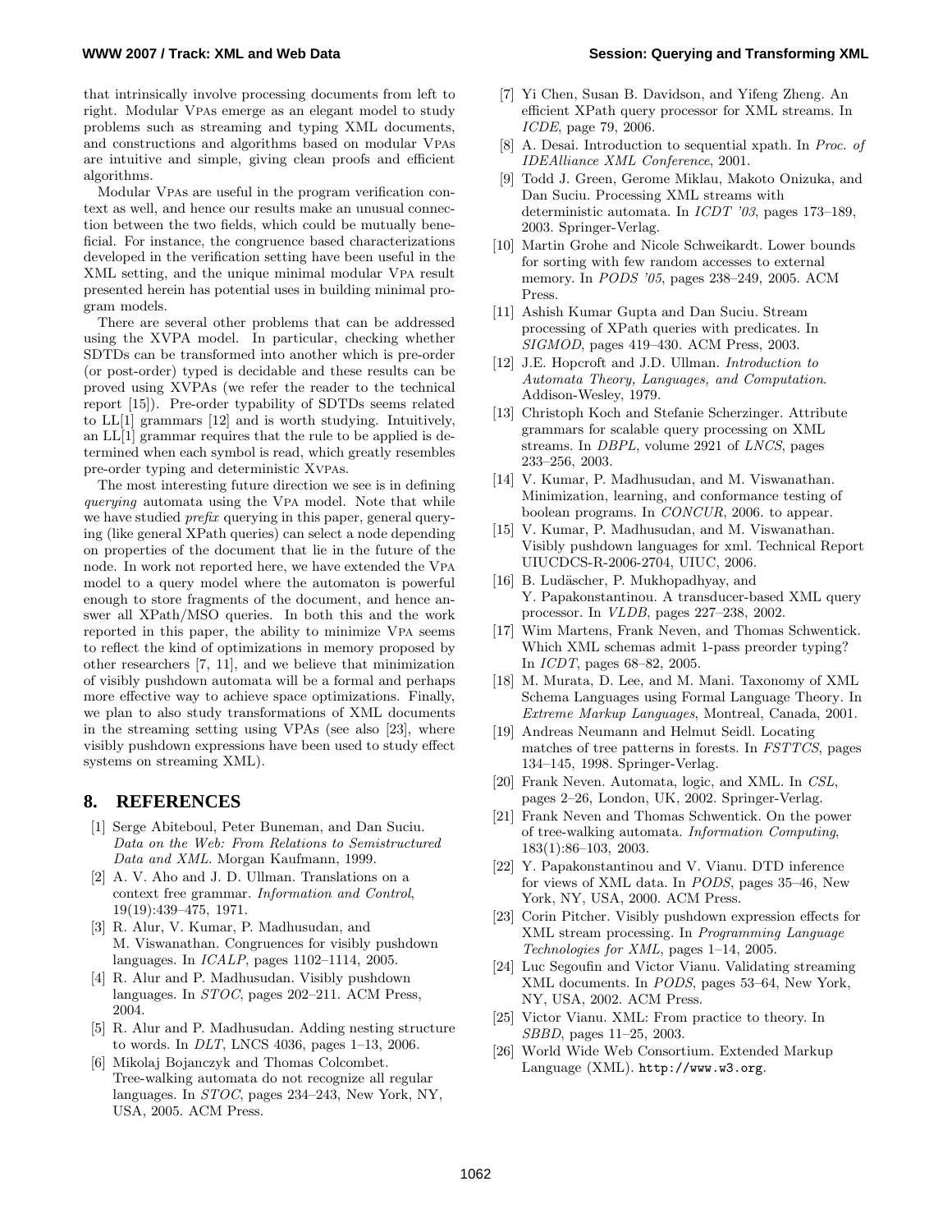that intrinsically involve processing documents from left to right. Modular VPAs emerge as an elegant model to study problems such as streaming and typing XML documents, and constructions and algorithms based on modular VPAs are intuitive and simple, giving clean proofs and efficient algorithms.

Modular VPAs are useful in the program verification context as well, and hence our results make an unusual connection between the two fields, which could be mutually beneficial. For instance, the congruence based characterizations developed in the verification setting have been useful in the XML setting, and the unique minimal modular VPA result presented herein has potential uses in building minimal program models.

There are several other problems that can be addressed using the XVPA model. In particular, checking whether SDTDs can be transformed into another which is pre-order (or post-order) typed is decidable and these results can be proved using XVPAs (we refer the reader to the technical report [15]). Pre-order typability of SDTDs seems related to LL[1] grammars [12] and is worth studying. Intuitively, an LL[1] grammar requires that the rule to be applied is determined when each symbol is read, which greatly resembles pre-order typing and deterministic XVPAs.

The most interesting future direction we see is in defining *querying* automata using the VPA model. Note that while we have studied *prefix* querying in this paper, general querying (like general XPath queries) can select a node depending on properties of the document that lie in the future of the node. In work not reported here, we have extended the VPA model to a query model where the automaton is powerful enough to store fragments of the document, and hence answer all XPath/MSO queries. In both this and the work reported in this paper, the ability to minimize VPA seems to reflect the kind of optimizations in memory proposed by other researchers [7, 11], and we believe that minimization of visibly pushdown automata will be a formal and perhaps more effective way to achieve space optimizations. Finally, we plan to also study transformations of XML documents in the streaming setting using VPAs (see also [23], where visibly pushdown expressions have been used to study effect systems on streaming XML).

## 8. REFERENCES

[1] Serge Abiteboul, Peter Buneman, and Dan Suciu. *Data on the Web: From Relations to Semistructured Data and XML*. Morgan Kaufmann, 1999.

[2] A. V. Aho and J. D. Ullman. Translations on a context free grammar. *Information and Control*, 19(19):439–475, 1971.

[3] R. Alur, V. Kumar, P. Madhusudan, and M. Viswanathan. Congruences for visibly pushdown languages. In *ICALP*, pages 1102–1114, 2005.

[4] R. Alur and P. Madhusudan. Visibly pushdown languages. In *STOC*, pages 202–211. ACM Press, 2004.

[5] R. Alur and P. Madhusudan. Adding nesting structure to words. In *DLT*, LNCS 4036, pages 1–13, 2006.

[6] Mikolaj Bojanczyk and Thomas Colcombet. Tree-walking automata do not recognize all regular languages. In *STOC*, pages 234–243, New York, NY, USA, 2005. ACM Press.

[7] Yi Chen, Susan B. Davidson, and Yifeng Zheng. An efficient XPath query processor for XML streams. In *ICDE*, page 79, 2006.

[8] A. Desai. Introduction to sequential xpath. In *Proc. of IDEAlliance XML Conference*, 2001.

[9] Todd J. Green, Gerome Miklau, Makoto Onizuka, and Dan Suciu. Processing XML streams with deterministic automata. In *ICDT '03*, pages 173–189, 2003. Springer-Verlag.

[10] Martin Grohe and Nicole Schweikardt. Lower bounds for sorting with few random accesses to external memory. In *PODS '05*, pages 238–249, 2005. ACM Press.

[11] Ashish Kumar Gupta and Dan Suciu. Stream processing of XPath queries with predicates. In *SIGMOD*, pages 419–430. ACM Press, 2003.

[12] J.E. Hopcroft and J.D. Ullman. *Introduction to Automata Theory, Languages, and Computation*. Addison-Wesley, 1979.

[13] Christoph Koch and Stefanie Scherzinger. Attribute grammars for scalable query processing on XML streams. In *DBPL*, volume 2921 of *LNCS*, pages 233–256, 2003.

[14] V. Kumar, P. Madhusudan, and M. Viswanathan. Minimization, learning, and conformance testing of boolean programs. In *CONCUR*, 2006. to appear.

[15] V. Kumar, P. Madhusudan, and M. Viswanathan. Visibly pushdown languages for xml. Technical Report UIUCDCS-R-2006-2704, UIUC, 2006.

[16] B. Ludäscher, P. Mukhopadhyay, and Y. Papakonstantinou. A transducer-based XML query processor. In *VLDB*, pages 227–238, 2002.

[17] Wim Martens, Frank Neven, and Thomas Schwentick. Which XML schemas admit 1-pass preorder typing? In *ICDT*, pages 68–82, 2005.

[18] M. Murata, D. Lee, and M. Mani. Taxonomy of XML Schema Languages using Formal Language Theory. In *Extreme Markup Languages*, Montreal, Canada, 2001.

[19] Andreas Neumann and Helmut Seidl. Locating matches of tree patterns in forests. In *FSTTCS*, pages 134–145, 1998. Springer-Verlag.

[20] Frank Neven. Automata, logic, and XML. In *CSL*, pages 2–26, London, UK, 2002. Springer-Verlag.

[21] Frank Neven and Thomas Schwentick. On the power of tree-walking automata. *Information Computing*, 183(1):86–103, 2003.

[22] Y. Papakonstantinou and V. Vianu. DTD inference for views of XML data. In *PODS*, pages 35–46, New York, NY, USA, 2000. ACM Press.

[23] Corin Pitcher. Visibly pushdown expression effects for XML stream processing. In *Programming Language Technologies for XML*, pages 1–14, 2005.

[24] Luc Segoufin and Victor Vianu. Validating streaming XML documents. In *PODS*, pages 53–64, New York, NY, USA, 2002. ACM Press.

[25] Victor Vianu. XML: From practice to theory. In *SBBD*, pages 11–25, 2003.

[26] World Wide Web Consortium. Extended Markup Language (XML). `http://www.w3.org`.